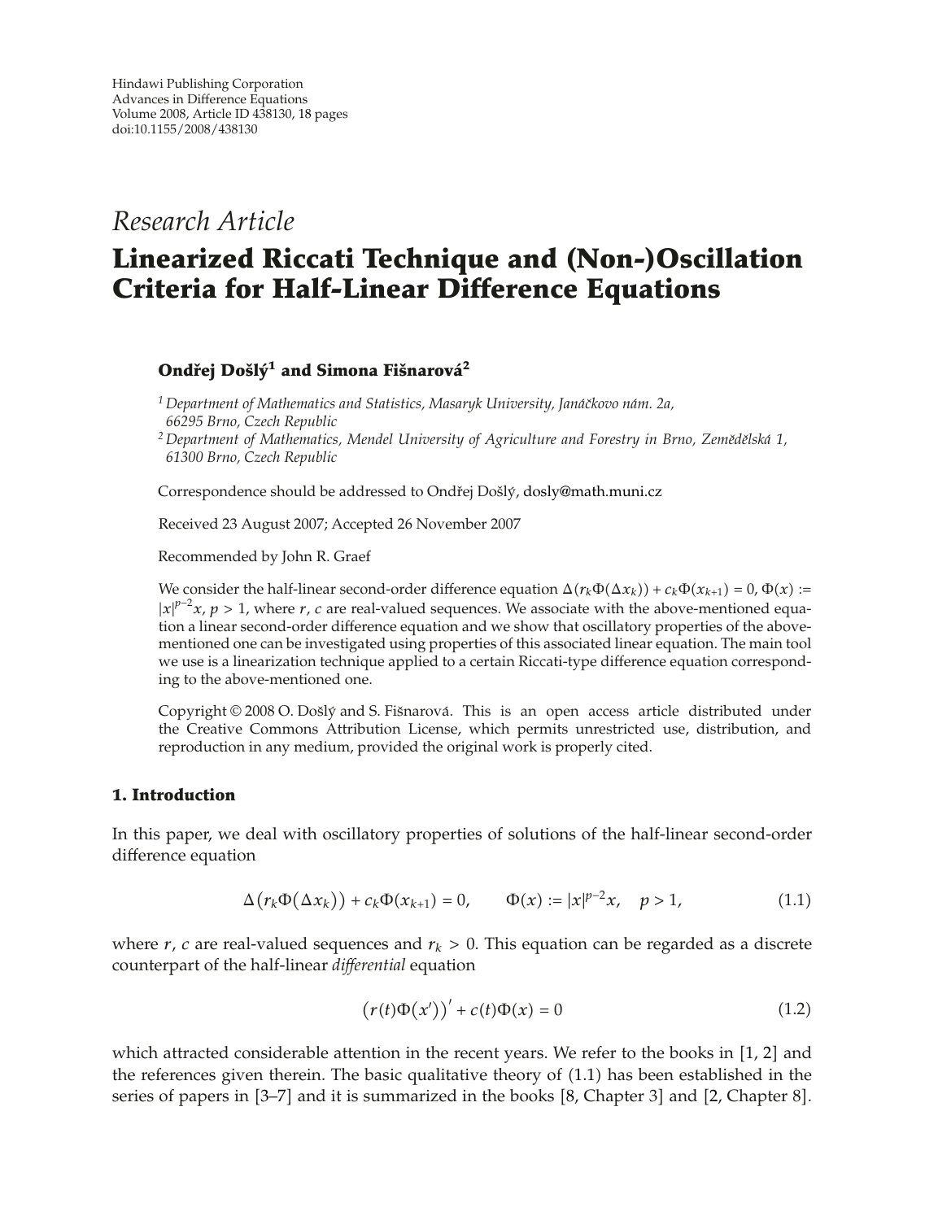Hindawi Publishing Corporation
Advances in Difference Equations
Volume 2008, Article ID 438130, 18 pages
doi:10.1155/2008/438130

*Research Article*

# Linearized Riccati Technique and (Non-)Oscillation Criteria for Half-Linear Difference Equations

**Ondřej Došlý[1] and Simona Fišnarová[2]**

[1] *Department of Mathematics and Statistics, Masaryk University, Janáčkovo nám. 2a, 66295 Brno, Czech Republic*
[2] *Department of Mathematics, Mendel University of Agriculture and Forestry in Brno, Zemědělská 1, 61300 Brno, Czech Republic*

Correspondence should be addressed to Ondřej Došlý, dosly@math.muni.cz

Received 23 August 2007; Accepted 26 November 2007

Recommended by John R. Graef

We consider the half-linear second-order difference equation $\Delta(r_k\Phi(\Delta x_k)) + c_k\Phi(x_{k+1}) = 0$, $\Phi(x) := |x|^{p-2}x$, $p > 1$, where $r$, $c$ are real-valued sequences. We associate with the above-mentioned equation a linear second-order difference equation and we show that oscillatory properties of the above-mentioned one can be investigated using properties of this associated linear equation. The main tool we use is a linearization technique applied to a certain Riccati-type difference equation corresponding to the above-mentioned one.

Copyright © 2008 O. Došlý and S. Fišnarová. This is an open access article distributed under the Creative Commons Attribution License, which permits unrestricted use, distribution, and reproduction in any medium, provided the original work is properly cited.

## 1. Introduction

In this paper, we deal with oscillatory properties of solutions of the half-linear second-order difference equation

$$\Delta\big(r_k\Phi\big(\Delta x_k\big)\big) + c_k\Phi(x_{k+1}) = 0, \qquad \Phi(x) := |x|^{p-2}x, \quad p > 1, \tag{1.1}$$

where $r$, $c$ are real-valued sequences and $r_k > 0$. This equation can be regarded as a discrete counterpart of the half-linear *differential* equation

$$\big(r(t)\Phi\big(x'\big)\big)' + c(t)\Phi(x) = 0 \tag{1.2}$$

which attracted considerable attention in the recent years. We refer to the books in [1, 2] and the references given therein. The basic qualitative theory of (1.1) has been established in the series of papers in [3–7] and it is summarized in the books [8, Chapter 3] and [2, Chapter 8].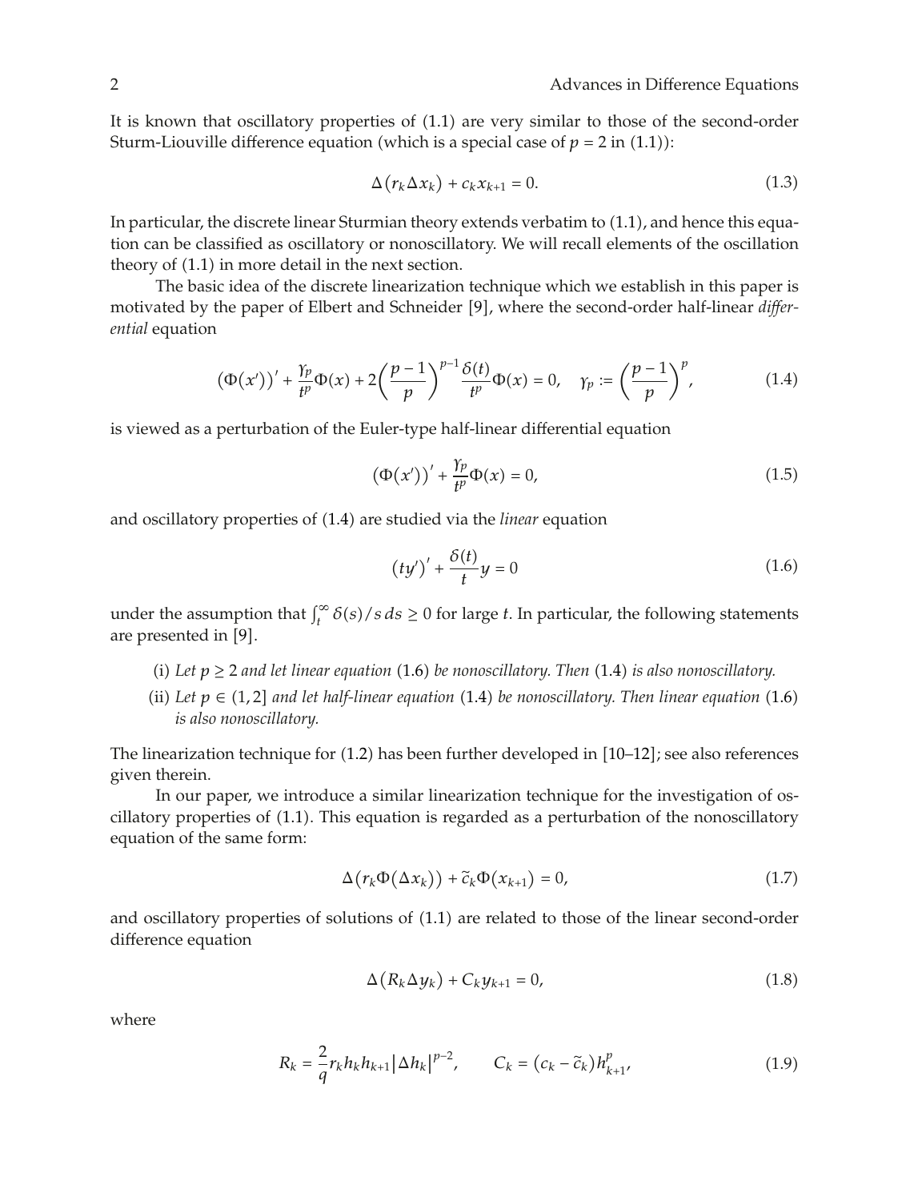It is known that oscillatory properties of (1.1) are very similar to those of the second-order Sturm-Liouville difference equation (which is a special case of $p = 2$ in (1.1)):

$$\Delta\left(r_k \Delta x_k\right) + c_k x_{k+1} = 0. \tag{1.3}$$

In particular, the discrete linear Sturmian theory extends verbatim to (1.1), and hence this equation can be classified as oscillatory or nonoscillatory. We will recall elements of the oscillation theory of (1.1) in more detail in the next section.

The basic idea of the discrete linearization technique which we establish in this paper is motivated by the paper of Elbert and Schneider [9], where the second-order half-linear *differential* equation

$$\left(\Phi(x')\right)' + \frac{\gamma_p}{t^p}\Phi(x) + 2\left(\frac{p-1}{p}\right)^{p-1}\frac{\delta(t)}{t^p}\Phi(x) = 0, \quad \gamma_p := \left(\frac{p-1}{p}\right)^p, \tag{1.4}$$

is viewed as a perturbation of the Euler-type half-linear differential equation

$$\left(\Phi(x')\right)' + \frac{\gamma_p}{t^p}\Phi(x) = 0, \tag{1.5}$$

and oscillatory properties of (1.4) are studied via the *linear* equation

$$\left(ty'\right)' + \frac{\delta(t)}{t}y = 0 \tag{1.6}$$

under the assumption that $\int_t^\infty \delta(s)/s\, ds \geq 0$ for large $t$. In particular, the following statements are presented in [9].

(i) *Let $p \geq 2$ and let linear equation* (1.6) *be nonoscillatory. Then* (1.4) *is also nonoscillatory.*

(ii) *Let $p \in (1, 2]$ and let half-linear equation* (1.4) *be nonoscillatory. Then linear equation* (1.6) *is also nonoscillatory.*

The linearization technique for (1.2) has been further developed in [10–12]; see also references given therein.

In our paper, we introduce a similar linearization technique for the investigation of oscillatory properties of (1.1). This equation is regarded as a perturbation of the nonoscillatory equation of the same form:

$$\Delta\left(r_k \Phi(\Delta x_k)\right) + \tilde{c}_k \Phi\left(x_{k+1}\right) = 0, \tag{1.7}$$

and oscillatory properties of solutions of (1.1) are related to those of the linear second-order difference equation

$$\Delta\left(R_k \Delta y_k\right) + C_k y_{k+1} = 0, \tag{1.8}$$

where

$$R_k = \frac{2}{q} r_k h_k h_{k+1} \left|\Delta h_k\right|^{p-2}, \qquad C_k = \left(c_k - \tilde{c}_k\right) h_{k+1}^p, \tag{1.9}$$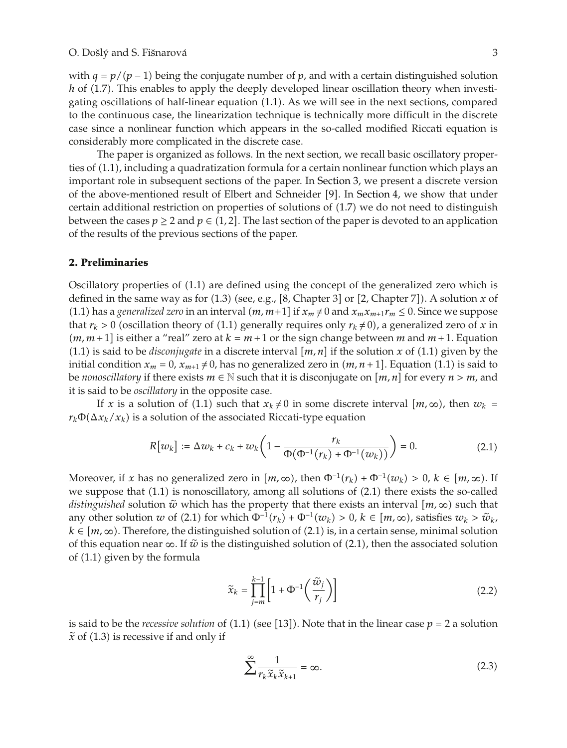with $q = p/(p-1)$ being the conjugate number of $p$, and with a certain distinguished solution $h$ of (1.7). This enables to apply the deeply developed linear oscillation theory when investigating oscillations of half-linear equation (1.1). As we will see in the next sections, compared to the continuous case, the linearization technique is technically more difficult in the discrete case since a nonlinear function which appears in the so-called modified Riccati equation is considerably more complicated in the discrete case.

The paper is organized as follows. In the next section, we recall basic oscillatory properties of (1.1), including a quadratization formula for a certain nonlinear function which plays an important role in subsequent sections of the paper. In Section 3, we present a discrete version of the above-mentioned result of Elbert and Schneider [9]. In Section 4, we show that under certain additional restriction on properties of solutions of (1.7) we do not need to distinguish between the cases $p \geq 2$ and $p \in (1, 2]$. The last section of the paper is devoted to an application of the results of the previous sections of the paper.

## 2. Preliminaries

Oscillatory properties of (1.1) are defined using the concept of the generalized zero which is defined in the same way as for (1.3) (see, e.g., [8, Chapter 3] or [2, Chapter 7]). A solution $x$ of (1.1) has a *generalized zero* in an interval $(m, m+1]$ if $x_m \neq 0$ and $x_m x_{m+1} r_m \leq 0$. Since we suppose that $r_k > 0$ (oscillation theory of (1.1) generally requires only $r_k \neq 0$), a generalized zero of $x$ in $(m, m+1]$ is either a "real" zero at $k = m+1$ or the sign change between $m$ and $m+1$. Equation (1.1) is said to be *disconjugate* in a discrete interval $[m, n]$ if the solution $x$ of (1.1) given by the initial condition $x_m = 0$, $x_{m+1} \neq 0$, has no generalized zero in $(m, n+1]$. Equation (1.1) is said to be *nonoscillatory* if there exists $m \in \mathbb{N}$ such that it is disconjugate on $[m, n]$ for every $n > m$, and it is said to be *oscillatory* in the opposite case.

If $x$ is a solution of (1.1) such that $x_k \neq 0$ in some discrete interval $[m, \infty)$, then $w_k = r_k \Phi(\Delta x_k / x_k)$ is a solution of the associated Riccati-type equation

$$R[w_k] := \Delta w_k + c_k + w_k \left( 1 - \frac{r_k}{\Phi\left(\Phi^{-1}(r_k) + \Phi^{-1}(w_k)\right)} \right) = 0. \tag{2.1}$$

Moreover, if $x$ has no generalized zero in $[m, \infty)$, then $\Phi^{-1}(r_k) + \Phi^{-1}(w_k) > 0$, $k \in [m, \infty)$. If we suppose that (1.1) is nonoscillatory, among all solutions of (2.1) there exists the so-called *distinguished* solution $\widetilde{w}$ which has the property that there exists an interval $[m, \infty)$ such that any other solution $w$ of (2.1) for which $\Phi^{-1}(r_k) + \Phi^{-1}(w_k) > 0$, $k \in [m, \infty)$, satisfies $w_k > \widetilde{w}_k$, $k \in [m, \infty)$. Therefore, the distinguished solution of (2.1) is, in a certain sense, minimal solution of this equation near $\infty$. If $\widetilde{w}$ is the distinguished solution of (2.1), then the associated solution of (1.1) given by the formula

$$\widetilde{x}_k = \prod_{j=m}^{k-1} \left[ 1 + \Phi^{-1}\left( \frac{\widetilde{w}_j}{r_j} \right) \right] \tag{2.2}$$

is said to be the *recessive solution* of (1.1) (see [13]). Note that in the linear case $p = 2$ a solution $\widetilde{x}$ of (1.3) is recessive if and only if

$$\sum^{\infty} \frac{1}{r_k \widetilde{x}_k \widetilde{x}_{k+1}} = \infty. \tag{2.3}$$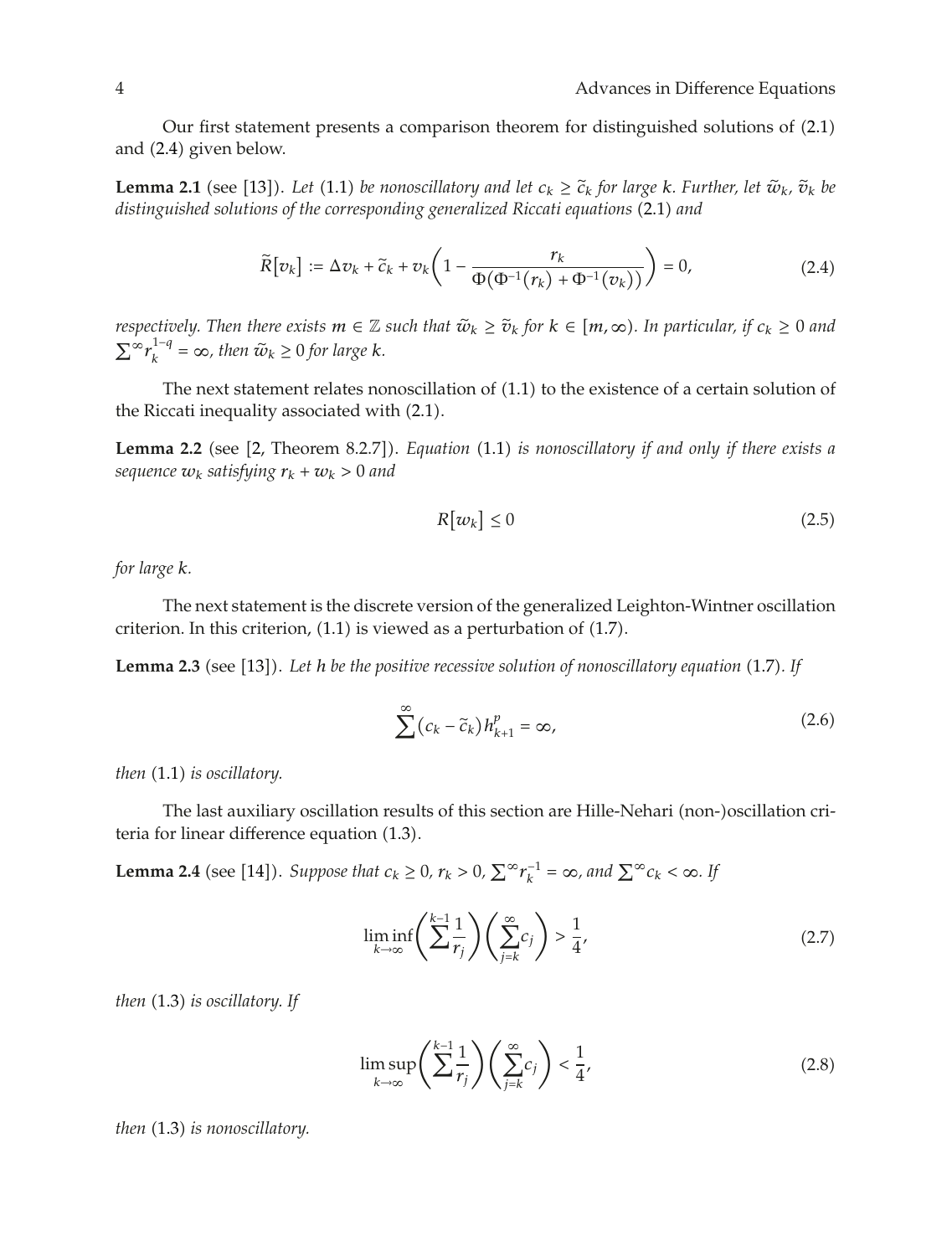Our first statement presents a comparison theorem for distinguished solutions of (2.1) and (2.4) given below.

**Lemma 2.1** (see [13]). *Let* (1.1) *be nonoscillatory and let* $c_k \geq \tilde{c}_k$ *for large* $k$*. Further, let* $\tilde{w}_k$*,* $\tilde{v}_k$ *be distinguished solutions of the corresponding generalized Riccati equations* (2.1) *and*

$$\tilde{R}[v_k] := \Delta v_k + \tilde{c}_k + v_k\left(1 - \frac{r_k}{\Phi(\Phi^{-1}(r_k) + \Phi^{-1}(v_k))}\right) = 0, \tag{2.4}$$

*respectively. Then there exists* $m \in \mathbb{Z}$ *such that* $\tilde{w}_k \geq \tilde{v}_k$ *for* $k \in [m, \infty)$*. In particular, if* $c_k \geq 0$ *and* $\sum^{\infty} r_k^{1-q} = \infty$*, then* $\tilde{w}_k \geq 0$ *for large* $k$*.*

The next statement relates nonoscillation of (1.1) to the existence of a certain solution of the Riccati inequality associated with (2.1).

**Lemma 2.2** (see [2, Theorem 8.2.7]). *Equation* (1.1) *is nonoscillatory if and only if there exists a sequence* $w_k$ *satisfying* $r_k + w_k > 0$ *and*

$$R[w_k] \leq 0 \tag{2.5}$$

*for large* $k$*.*

The next statement is the discrete version of the generalized Leighton-Wintner oscillation criterion. In this criterion, (1.1) is viewed as a perturbation of (1.7).

**Lemma 2.3** (see [13]). *Let* $h$ *be the positive recessive solution of nonoscillatory equation* (1.7)*. If*

$$\sum^{\infty} (c_k - \tilde{c}_k) h_{k+1}^p = \infty, \tag{2.6}$$

*then* (1.1) *is oscillatory.*

The last auxiliary oscillation results of this section are Hille-Nehari (non-)oscillation criteria for linear difference equation (1.3).

**Lemma 2.4** (see [14]). *Suppose that* $c_k \geq 0$*,* $r_k > 0$*,* $\sum^{\infty} r_k^{-1} = \infty$*, and* $\sum^{\infty} c_k < \infty$*. If*

$$\liminf_{k \to \infty} \left(\sum^{k-1} \frac{1}{r_j}\right)\left(\sum_{j=k}^{\infty} c_j\right) > \frac{1}{4}, \tag{2.7}$$

*then* (1.3) *is oscillatory. If*

$$\limsup_{k \to \infty} \left(\sum^{k-1} \frac{1}{r_j}\right)\left(\sum_{j=k}^{\infty} c_j\right) < \frac{1}{4}, \tag{2.8}$$

*then* (1.3) *is nonoscillatory.*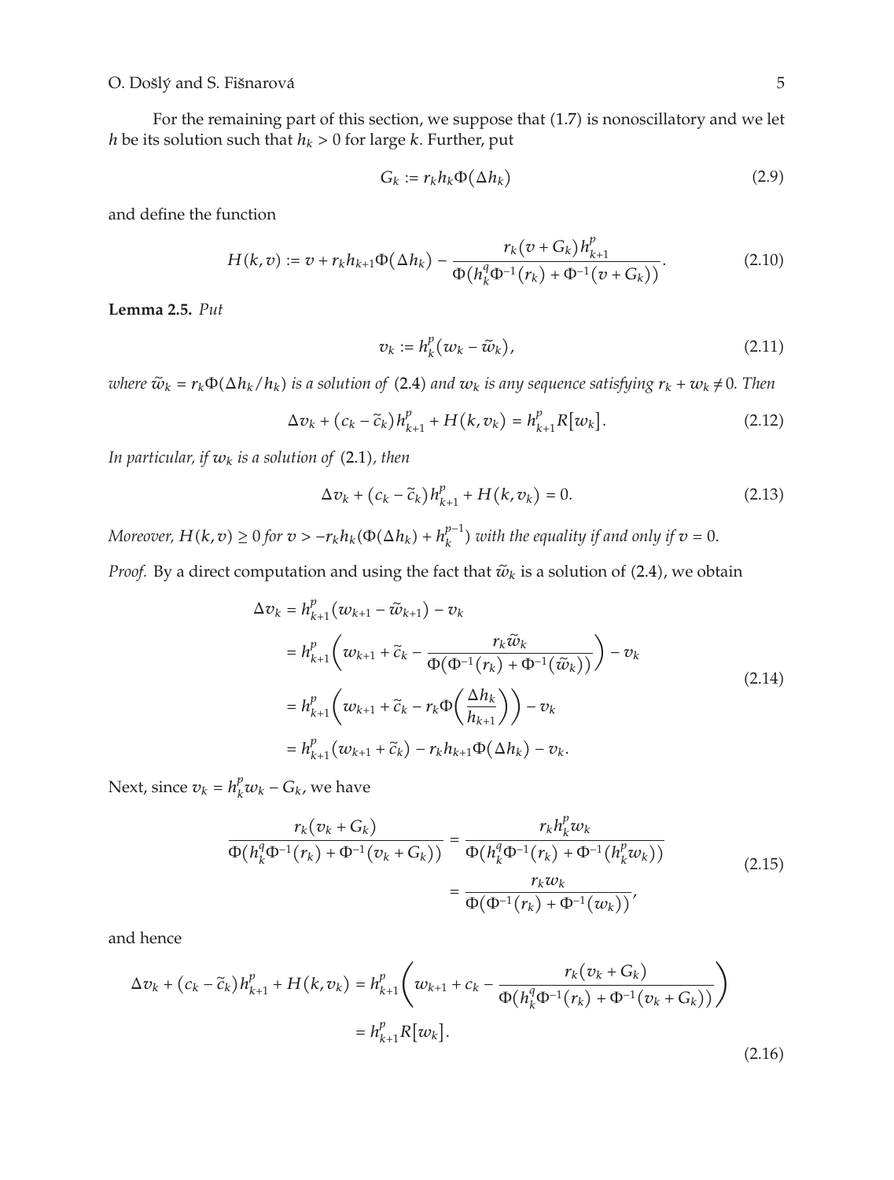For the remaining part of this section, we suppose that (1.7) is nonoscillatory and we let $h$ be its solution such that $h_k > 0$ for large $k$. Further, put

$$G_k := r_k h_k \Phi(\Delta h_k) \tag{2.9}$$

and define the function

$$H(k,v) := v + r_k h_{k+1}\Phi(\Delta h_k) - \frac{r_k (v + G_k) h_{k+1}^p}{\Phi\left(h_k^q \Phi^{-1}(r_k) + \Phi^{-1}(v + G_k)\right)}. \tag{2.10}$$

**Lemma 2.5.** *Put*

$$v_k := h_k^p (w_k - \widetilde{w}_k), \tag{2.11}$$

*where* $\widetilde{w}_k = r_k \Phi(\Delta h_k / h_k)$ *is a solution of* (2.4) *and* $w_k$ *is any sequence satisfying* $r_k + w_k \neq 0$*. Then*

$$\Delta v_k + (c_k - \widetilde{c}_k) h_{k+1}^p + H(k, v_k) = h_{k+1}^p R[w_k]. \tag{2.12}$$

*In particular, if* $w_k$ *is a solution of* (2.1)*, then*

$$\Delta v_k + (c_k - \widetilde{c}_k) h_{k+1}^p + H(k, v_k) = 0. \tag{2.13}$$

*Moreover,* $H(k,v) \geq 0$ *for* $v > -r_k h_k (\Phi(\Delta h_k) + h_k^{p-1})$ *with the equality if and only if* $v = 0$*.*

*Proof.* By a direct computation and using the fact that $\widetilde{w}_k$ is a solution of (2.4), we obtain

$$\begin{aligned}
\Delta v_k &= h_{k+1}^p (w_{k+1} - \widetilde{w}_{k+1}) - v_k \\
&= h_{k+1}^p \left( w_{k+1} + \widetilde{c}_k - \frac{r_k \widetilde{w}_k}{\Phi\left(\Phi^{-1}(r_k) + \Phi^{-1}(\widetilde{w}_k)\right)} \right) - v_k \\
&= h_{k+1}^p \left( w_{k+1} + \widetilde{c}_k - r_k \Phi\left(\frac{\Delta h_k}{h_{k+1}}\right) \right) - v_k \\
&= h_{k+1}^p (w_{k+1} + \widetilde{c}_k) - r_k h_{k+1} \Phi(\Delta h_k) - v_k.
\end{aligned} \tag{2.14}$$

Next, since $v_k = h_k^p w_k - G_k$, we have

$$\begin{aligned}
\frac{r_k (v_k + G_k)}{\Phi\left(h_k^q \Phi^{-1}(r_k) + \Phi^{-1}(v_k + G_k)\right)} &= \frac{r_k h_k^p w_k}{\Phi\left(h_k^q \Phi^{-1}(r_k) + \Phi^{-1}(h_k^p w_k)\right)} \\
&= \frac{r_k w_k}{\Phi\left(\Phi^{-1}(r_k) + \Phi^{-1}(w_k)\right)},
\end{aligned} \tag{2.15}$$

and hence

$$\begin{aligned}
\Delta v_k + (c_k - \widetilde{c}_k) h_{k+1}^p + H(k, v_k) &= h_{k+1}^p \left( w_{k+1} + c_k - \frac{r_k (v_k + G_k)}{\Phi\left(h_k^q \Phi^{-1}(r_k) + \Phi^{-1}(v_k + G_k)\right)} \right) \\
&= h_{k+1}^p R[w_k].
\end{aligned} \tag{2.16}$$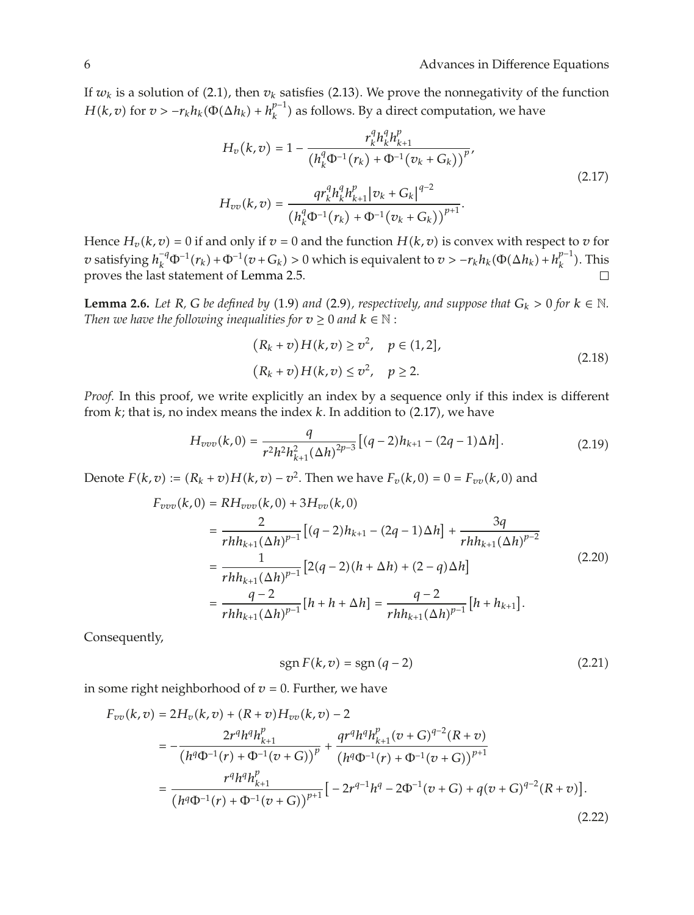If $w_k$ is a solution of (2.1), then $v_k$ satisfies (2.13). We prove the nonnegativity of the function $H(k,v)$ for $v > -r_k h_k(\Phi(\Delta h_k) + h_k^{p-1})$ as follows. By a direct computation, we have

$$
\begin{aligned}
H_v(k,v) &= 1 - \frac{r_k^q h_k^q h_{k+1}^p}{\left(h_k^q \Phi^{-1}(r_k) + \Phi^{-1}(v_k + G_k)\right)^p}, \\
H_{vv}(k,v) &= \frac{q r_k^q h_k^q h_{k+1}^p \left|v_k + G_k\right|^{q-2}}{\left(h_k^q \Phi^{-1}(r_k) + \Phi^{-1}(v_k + G_k)\right)^{p+1}}.
\end{aligned}
\tag{2.17}
$$

Hence $H_v(k,v) = 0$ if and only if $v = 0$ and the function $H(k,v)$ is convex with respect to $v$ for $v$ satisfying $h_k^{-q}\Phi^{-1}(r_k) + \Phi^{-1}(v + G_k) > 0$ which is equivalent to $v > -r_k h_k(\Phi(\Delta h_k) + h_k^{p-1})$. This proves the last statement of Lemma 2.5. □

**Lemma 2.6.** *Let $R$, $G$ be defined by* (1.9) *and* (2.9)*, respectively, and suppose that $G_k > 0$ for $k \in \mathbb{N}$. Then we have the following inequalities for $v \geq 0$ and $k \in \mathbb{N}$ :*

$$
\begin{aligned}
(R_k + v)H(k,v) &\geq v^2, \quad p \in (1,2], \\
(R_k + v)H(k,v) &\leq v^2, \quad p \geq 2.
\end{aligned}
\tag{2.18}
$$

*Proof.* In this proof, we write explicitly an index by a sequence only if this index is different from $k$; that is, no index means the index $k$. In addition to (2.17), we have

$$
H_{vvv}(k,0) = \frac{q}{r^2 h^2 h_{k+1}^2 (\Delta h)^{2p-3}} \left[(q-2)h_{k+1} - (2q-1)\Delta h\right]. \tag{2.19}
$$

Denote $F(k,v) := (R_k + v)H(k,v) - v^2$. Then we have $F_v(k,0) = 0 = F_{vv}(k,0)$ and

$$
\begin{aligned}
F_{vvv}(k,0) &= R H_{vvv}(k,0) + 3H_{vv}(k,0) \\
&= \frac{2}{r h h_{k+1} (\Delta h)^{p-1}} \left[(q-2)h_{k+1} - (2q-1)\Delta h\right] + \frac{3q}{r h h_{k+1} (\Delta h)^{p-2}} \\
&= \frac{1}{r h h_{k+1} (\Delta h)^{p-1}} \left[2(q-2)(h + \Delta h) + (2-q)\Delta h\right] \\
&= \frac{q-2}{r h h_{k+1} (\Delta h)^{p-1}} \left[h + h + \Delta h\right] = \frac{q-2}{r h h_{k+1} (\Delta h)^{p-1}} \left[h + h_{k+1}\right].
\end{aligned}
\tag{2.20}
$$

Consequently,

$$
\operatorname{sgn} F(k,v) = \operatorname{sgn}(q-2) \tag{2.21}
$$

in some right neighborhood of $v = 0$. Further, we have

$$
\begin{aligned}
F_{vv}(k,v) &= 2H_v(k,v) + (R+v)H_{vv}(k,v) - 2 \\
&= -\frac{2 r^q h^q h_{k+1}^p}{\left(h^q \Phi^{-1}(r) + \Phi^{-1}(v+G)\right)^p} + \frac{q r^q h^q h_{k+1}^p (v+G)^{q-2}(R+v)}{\left(h^q \Phi^{-1}(r) + \Phi^{-1}(v+G)\right)^{p+1}} \\
&= \frac{r^q h^q h_{k+1}^p}{\left(h^q \Phi^{-1}(r) + \Phi^{-1}(v+G)\right)^{p+1}} \left[-2 r^{q-1} h^q - 2\Phi^{-1}(v+G) + q(v+G)^{q-2}(R+v)\right].
\end{aligned}
\tag{2.22}
$$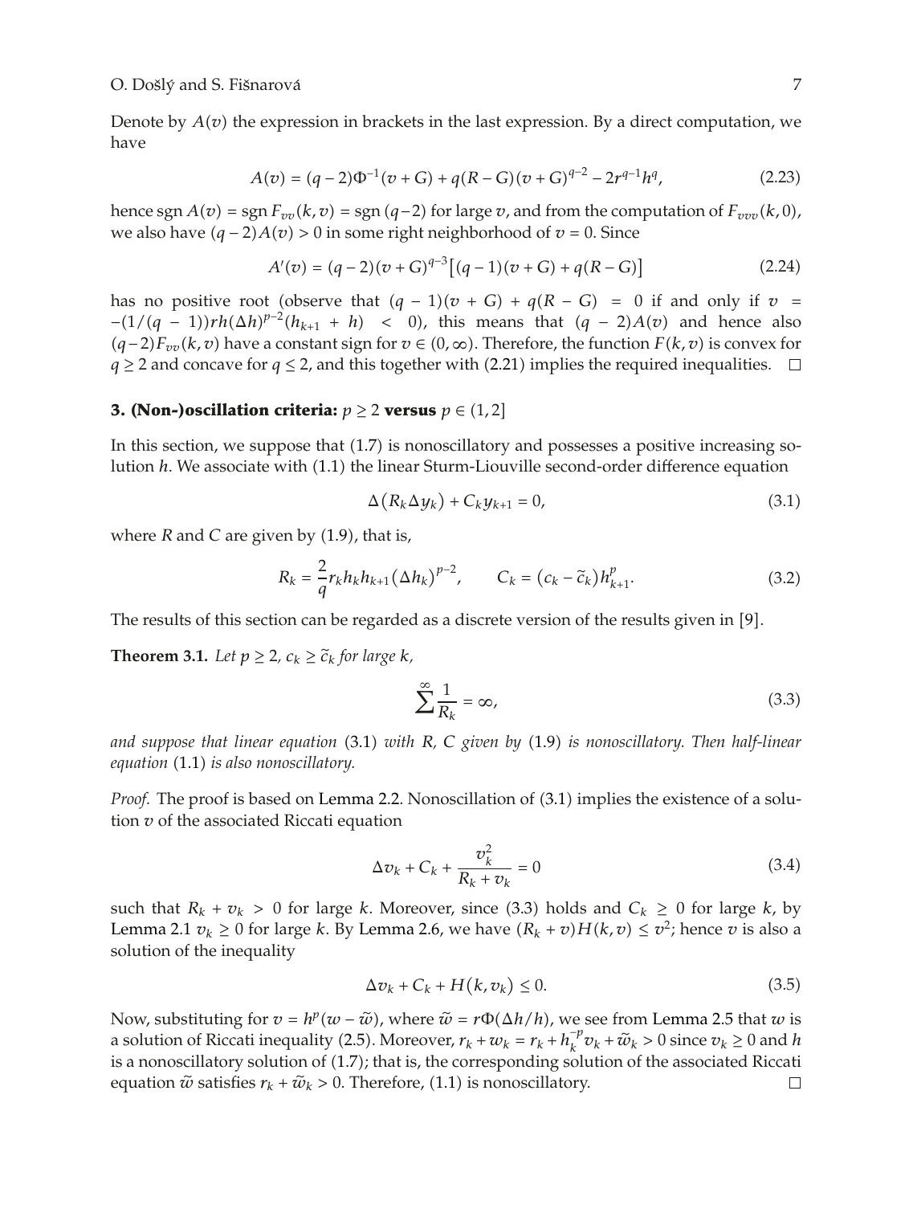Denote by $A(v)$ the expression in brackets in the last expression. By a direct computation, we have

$$A(v) = (q-2)\Phi^{-1}(v+G) + q(R-G)(v+G)^{q-2} - 2r^{q-1}h^q, \tag{2.23}$$

hence $\operatorname{sgn} A(v) = \operatorname{sgn} F_{vv}(k,v) = \operatorname{sgn}(q-2)$ for large $v$, and from the computation of $F_{vvv}(k,0)$, we also have $(q-2)A(v) > 0$ in some right neighborhood of $v = 0$. Since

$$A'(v) = (q-2)(v+G)^{q-3}\left[(q-1)(v+G) + q(R-G)\right] \tag{2.24}$$

has no positive root (observe that $(q-1)(v+G) + q(R-G) = 0$ if and only if $v = -(1/(q-1))rh(\Delta h)^{p-2}(h_{k+1} + h) < 0$), this means that $(q-2)A(v)$ and hence also $(q-2)F_{vv}(k,v)$ have a constant sign for $v \in (0,\infty)$. Therefore, the function $F(k,v)$ is convex for $q \geq 2$ and concave for $q \leq 2$, and this together with (2.21) implies the required inequalities. □

## 3. (Non-)oscillation criteria: $p \geq 2$ versus $p \in (1,2]$

In this section, we suppose that (1.7) is nonoscillatory and possesses a positive increasing solution $h$. We associate with (1.1) the linear Sturm-Liouville second-order difference equation

$$\Delta(R_k \Delta y_k) + C_k y_{k+1} = 0, \tag{3.1}$$

where $R$ and $C$ are given by (1.9), that is,

$$R_k = \frac{2}{q} r_k h_k h_{k+1} (\Delta h_k)^{p-2}, \qquad C_k = (c_k - \widetilde{c}_k) h_{k+1}^p. \tag{3.2}$$

The results of this section can be regarded as a discrete version of the results given in [9].

**Theorem 3.1.** *Let $p \geq 2$, $c_k \geq \widetilde{c}_k$ for large $k$,*

$$\sum^{\infty} \frac{1}{R_k} = \infty, \tag{3.3}$$

*and suppose that linear equation* (3.1) *with $R$, $C$ given by* (1.9) *is nonoscillatory. Then half-linear equation* (1.1) *is also nonoscillatory.*

*Proof.* The proof is based on Lemma 2.2. Nonoscillation of (3.1) implies the existence of a solution $v$ of the associated Riccati equation

$$\Delta v_k + C_k + \frac{v_k^2}{R_k + v_k} = 0 \tag{3.4}$$

such that $R_k + v_k > 0$ for large $k$. Moreover, since (3.3) holds and $C_k \geq 0$ for large $k$, by Lemma 2.1 $v_k \geq 0$ for large $k$. By Lemma 2.6, we have $(R_k + v)H(k,v) \leq v^2$; hence $v$ is also a solution of the inequality

$$\Delta v_k + C_k + H(k, v_k) \leq 0. \tag{3.5}$$

Now, substituting for $v = h^p(w - \widetilde{w})$, where $\widetilde{w} = r\Phi(\Delta h/h)$, we see from Lemma 2.5 that $w$ is a solution of Riccati inequality (2.5). Moreover, $r_k + w_k = r_k + h_k^{-p} v_k + \widetilde{w}_k > 0$ since $v_k \geq 0$ and $h$ is a nonoscillatory solution of (1.7); that is, the corresponding solution of the associated Riccati equation $\widetilde{w}$ satisfies $r_k + \widetilde{w}_k > 0$. Therefore, (1.1) is nonoscillatory. □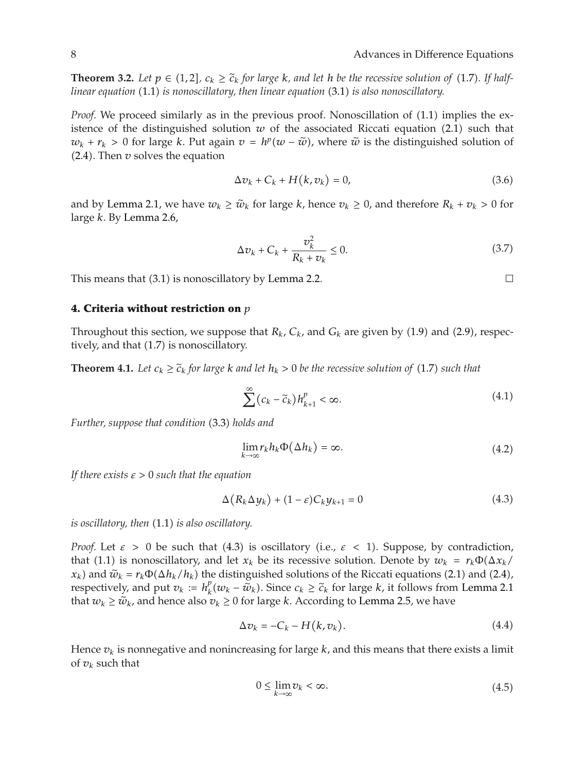**Theorem 3.2.** *Let $p \in (1,2]$, $c_k \geq \tilde{c}_k$ for large $k$, and let $h$ be the recessive solution of* (1.7)*. If half-linear equation* (1.1) *is nonoscillatory, then linear equation* (3.1) *is also nonoscillatory.*

*Proof.* We proceed similarly as in the previous proof. Nonoscillation of (1.1) implies the existence of the distinguished solution $w$ of the associated Riccati equation (2.1) such that $w_k + r_k > 0$ for large $k$. Put again $v = h^p(w - \tilde{w})$, where $\tilde{w}$ is the distinguished solution of (2.4). Then $v$ solves the equation

$$\Delta v_k + C_k + H(k, v_k) = 0, \tag{3.6}$$

and by Lemma 2.1, we have $w_k \geq \tilde{w}_k$ for large $k$, hence $v_k \geq 0$, and therefore $R_k + v_k > 0$ for large $k$. By Lemma 2.6,

$$\Delta v_k + C_k + \frac{v_k^2}{R_k + v_k} \leq 0. \tag{3.7}$$

This means that (3.1) is nonoscillatory by Lemma 2.2. □

## 4. Criteria without restriction on $p$

Throughout this section, we suppose that $R_k$, $C_k$, and $G_k$ are given by (1.9) and (2.9), respectively, and that (1.7) is nonoscillatory.

**Theorem 4.1.** *Let $c_k \geq \tilde{c}_k$ for large $k$ and let $h_k > 0$ be the recessive solution of* (1.7) *such that*

$$\sum^{\infty} (c_k - \tilde{c}_k) h_{k+1}^p < \infty. \tag{4.1}$$

*Further, suppose that condition* (3.3) *holds and*

$$\lim_{k \to \infty} r_k h_k \Phi(\Delta h_k) = \infty. \tag{4.2}$$

*If there exists $\varepsilon > 0$ such that the equation*

$$\Delta(R_k \Delta y_k) + (1 - \varepsilon) C_k y_{k+1} = 0 \tag{4.3}$$

*is oscillatory, then* (1.1) *is also oscillatory.*

*Proof.* Let $\varepsilon > 0$ be such that (4.3) is oscillatory (i.e., $\varepsilon < 1$). Suppose, by contradiction, that (1.1) is nonoscillatory, and let $x_k$ be its recessive solution. Denote by $w_k = r_k \Phi(\Delta x_k / x_k)$ and $\tilde{w}_k = r_k \Phi(\Delta h_k / h_k)$ the distinguished solutions of the Riccati equations (2.1) and (2.4), respectively, and put $v_k := h_k^p (w_k - \tilde{w}_k)$. Since $c_k \geq \tilde{c}_k$ for large $k$, it follows from Lemma 2.1 that $w_k \geq \tilde{w}_k$, and hence also $v_k \geq 0$ for large $k$. According to Lemma 2.5, we have

$$\Delta v_k = -C_k - H(k, v_k). \tag{4.4}$$

Hence $v_k$ is nonnegative and nonincreasing for large $k$, and this means that there exists a limit of $v_k$ such that

$$0 \leq \lim_{k \to \infty} v_k < \infty. \tag{4.5}$$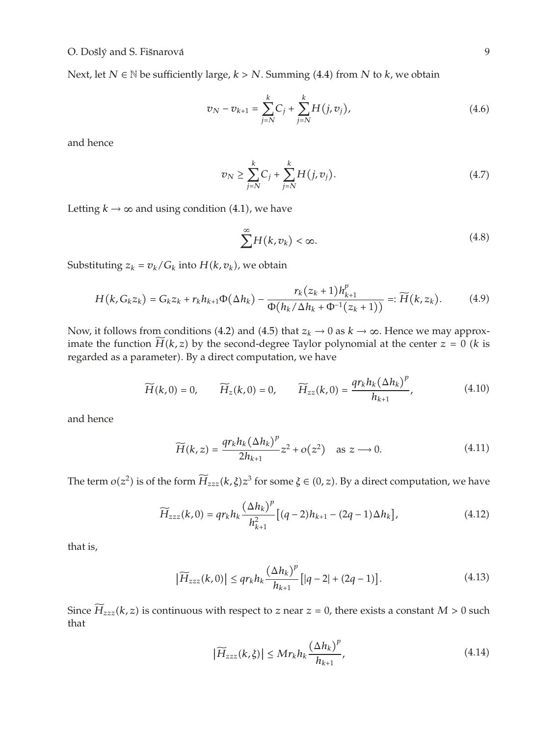Next, let $N \in \mathbb{N}$ be sufficiently large, $k > N$. Summing (4.4) from $N$ to $k$, we obtain

$$v_N - v_{k+1} = \sum_{j=N}^{k} C_j + \sum_{j=N}^{k} H(j, v_j), \tag{4.6}$$

and hence

$$v_N \geq \sum_{j=N}^{k} C_j + \sum_{j=N}^{k} H(j, v_j). \tag{4.7}$$

Letting $k \to \infty$ and using condition (4.1), we have

$$\sum^{\infty} H(k, v_k) < \infty. \tag{4.8}$$

Substituting $z_k = v_k / G_k$ into $H(k, v_k)$, we obtain

$$H(k, G_k z_k) = G_k z_k + r_k h_{k+1} \Phi(\Delta h_k) - \frac{r_k (z_k + 1) h_{k+1}^p}{\Phi(h_k / \Delta h_k + \Phi^{-1}(z_k + 1))} =: \widetilde{H}(k, z_k). \tag{4.9}$$

Now, it follows from conditions (4.2) and (4.5) that $z_k \to 0$ as $k \to \infty$. Hence we may approximate the function $\widetilde{H}(k, z)$ by the second-degree Taylor polynomial at the center $z = 0$ ($k$ is regarded as a parameter). By a direct computation, we have

$$\widetilde{H}(k, 0) = 0, \qquad \widetilde{H}_z(k, 0) = 0, \qquad \widetilde{H}_{zz}(k, 0) = \frac{q r_k h_k (\Delta h_k)^p}{h_{k+1}}, \tag{4.10}$$

and hence

$$\widetilde{H}(k, z) = \frac{q r_k h_k (\Delta h_k)^p}{2 h_{k+1}} z^2 + o(z^2) \quad \text{as } z \longrightarrow 0. \tag{4.11}$$

The term $o(z^2)$ is of the form $\widetilde{H}_{zzz}(k, \xi) z^3$ for some $\xi \in (0, z)$. By a direct computation, we have

$$\widetilde{H}_{zzz}(k, 0) = q r_k h_k \frac{(\Delta h_k)^p}{h_{k+1}^2} \left[ (q-2) h_{k+1} - (2q-1) \Delta h_k \right], \tag{4.12}$$

that is,

$$\left| \widetilde{H}_{zzz}(k, 0) \right| \leq q r_k h_k \frac{(\Delta h_k)^p}{h_{k+1}} \left[ |q-2| + (2q-1) \right]. \tag{4.13}$$

Since $\widetilde{H}_{zzz}(k, z)$ is continuous with respect to $z$ near $z = 0$, there exists a constant $M > 0$ such that

$$\left| \widetilde{H}_{zzz}(k, \xi) \right| \leq M r_k h_k \frac{(\Delta h_k)^p}{h_{k+1}}, \tag{4.14}$$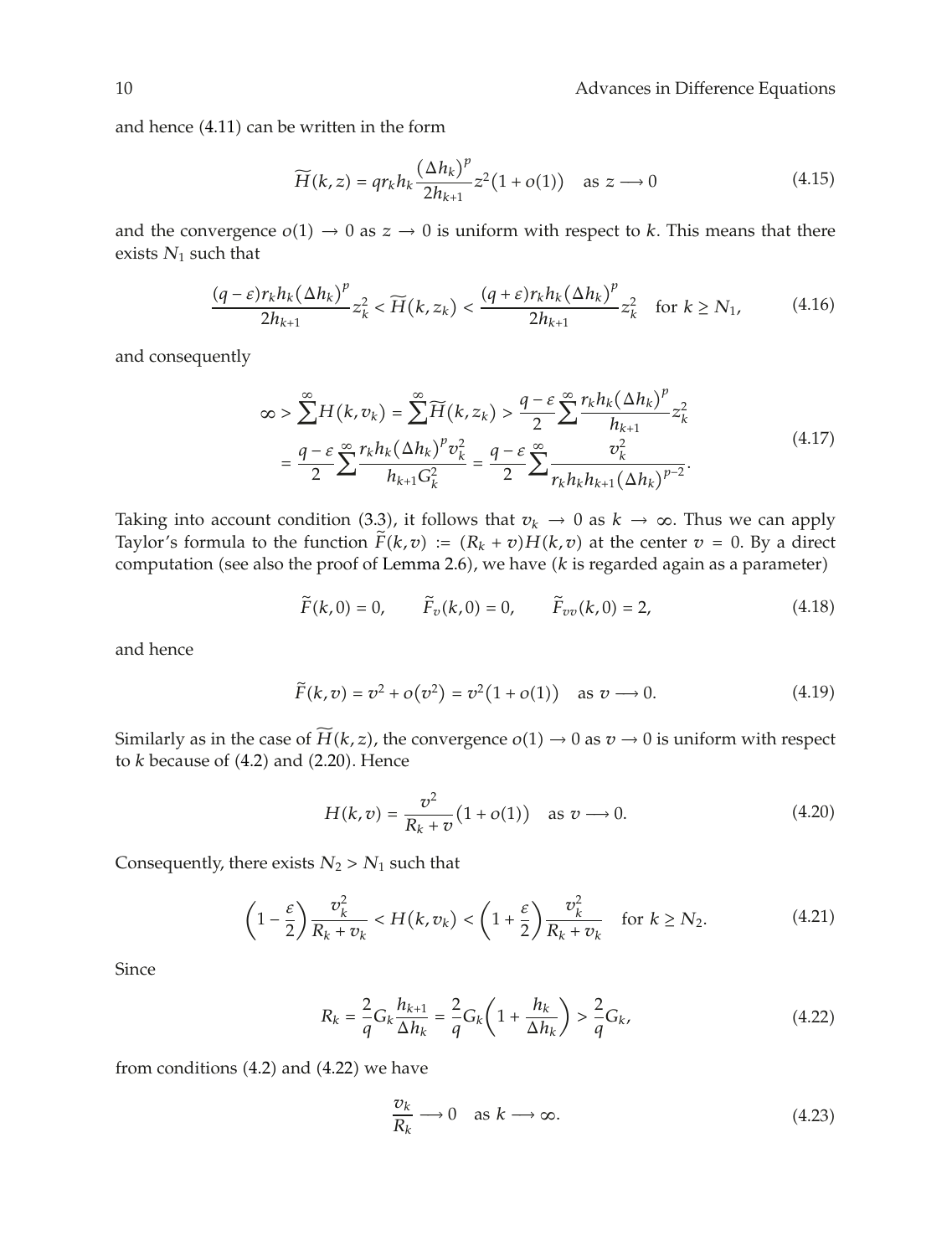and hence (4.11) can be written in the form

$$\widetilde{H}(k,z) = qr_k h_k \frac{(\Delta h_k)^p}{2h_{k+1}} z^2 (1 + o(1)) \quad \text{as } z \longrightarrow 0 \tag{4.15}$$

and the convergence $o(1) \to 0$ as $z \to 0$ is uniform with respect to $k$. This means that there exists $N_1$ such that

$$\frac{(q-\varepsilon) r_k h_k (\Delta h_k)^p}{2h_{k+1}} z_k^2 < \widetilde{H}(k, z_k) < \frac{(q+\varepsilon) r_k h_k (\Delta h_k)^p}{2h_{k+1}} z_k^2 \quad \text{for } k \geq N_1, \tag{4.16}$$

and consequently

$$\begin{aligned}
\infty > \sum^{\infty} H(k, v_k) &= \sum^{\infty} \widetilde{H}(k, z_k) > \frac{q-\varepsilon}{2} \sum^{\infty} \frac{r_k h_k (\Delta h_k)^p}{h_{k+1}} z_k^2 \\
&= \frac{q-\varepsilon}{2} \sum^{\infty} \frac{r_k h_k (\Delta h_k)^p v_k^2}{h_{k+1} G_k^2} = \frac{q-\varepsilon}{2} \sum^{\infty} \frac{v_k^2}{r_k h_k h_{k+1} (\Delta h_k)^{p-2}}.
\end{aligned} \tag{4.17}$$

Taking into account condition (3.3), it follows that $v_k \to 0$ as $k \to \infty$. Thus we can apply Taylor's formula to the function $\widetilde{F}(k,v) := (R_k + v) H(k,v)$ at the center $v = 0$. By a direct computation (see also the proof of Lemma 2.6), we have ($k$ is regarded again as a parameter)

$$\widetilde{F}(k,0) = 0, \qquad \widetilde{F}_v(k,0) = 0, \qquad \widetilde{F}_{vv}(k,0) = 2, \tag{4.18}$$

and hence

$$\widetilde{F}(k,v) = v^2 + o(v^2) = v^2(1 + o(1)) \quad \text{as } v \longrightarrow 0. \tag{4.19}$$

Similarly as in the case of $\widetilde{H}(k,z)$, the convergence $o(1) \to 0$ as $v \to 0$ is uniform with respect to $k$ because of (4.2) and (2.20). Hence

$$H(k,v) = \frac{v^2}{R_k + v}(1 + o(1)) \quad \text{as } v \longrightarrow 0. \tag{4.20}$$

Consequently, there exists $N_2 > N_1$ such that

$$\left(1 - \frac{\varepsilon}{2}\right) \frac{v_k^2}{R_k + v_k} < H(k, v_k) < \left(1 + \frac{\varepsilon}{2}\right) \frac{v_k^2}{R_k + v_k} \quad \text{for } k \geq N_2. \tag{4.21}$$

Since

$$R_k = \frac{2}{q} G_k \frac{h_{k+1}}{\Delta h_k} = \frac{2}{q} G_k \left(1 + \frac{h_k}{\Delta h_k}\right) > \frac{2}{q} G_k, \tag{4.22}$$

from conditions (4.2) and (4.22) we have

$$\frac{v_k}{R_k} \longrightarrow 0 \quad \text{as } k \longrightarrow \infty. \tag{4.23}$$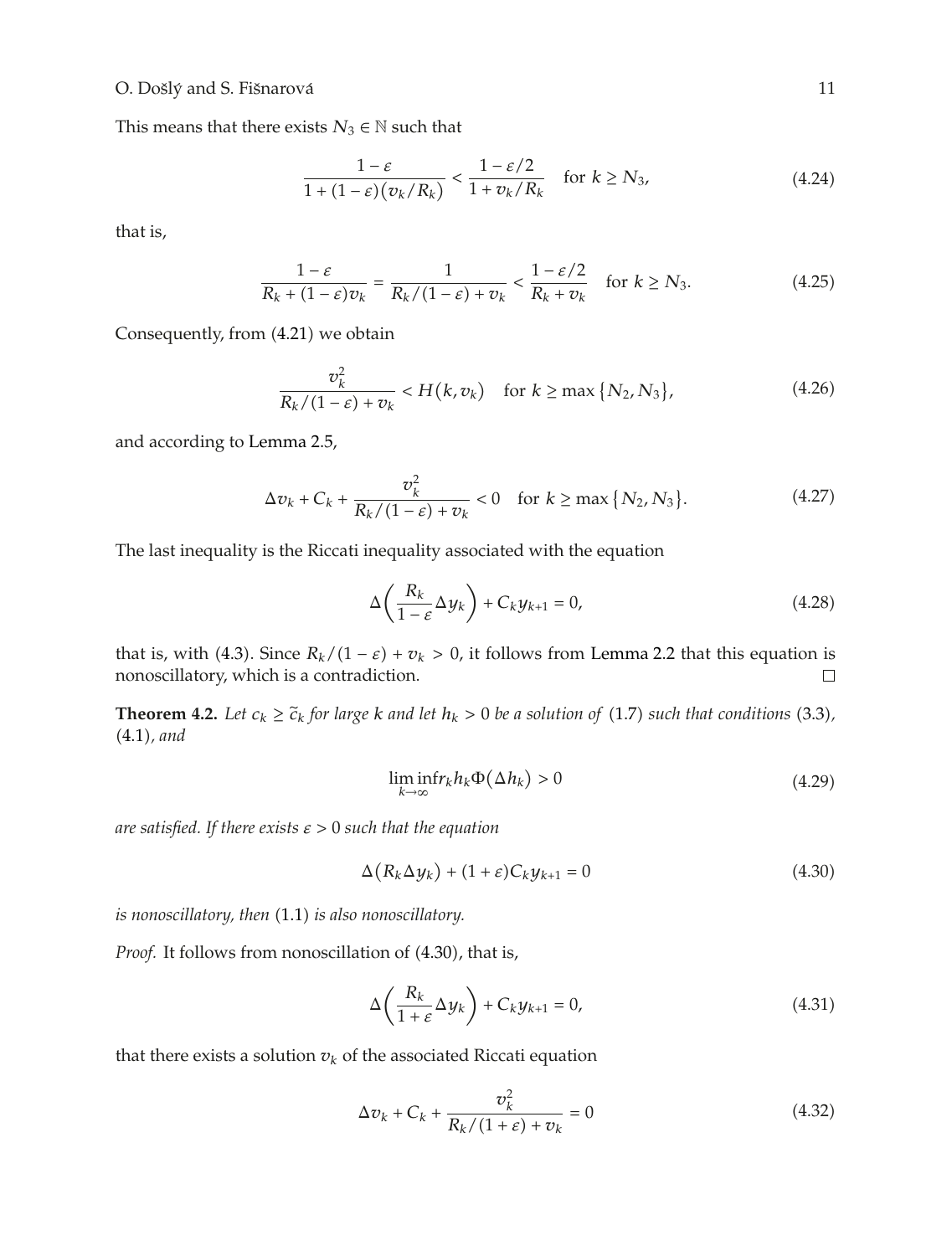This means that there exists $N_3 \in \mathbb{N}$ such that

$$\frac{1-\varepsilon}{1+(1-\varepsilon)(v_k/R_k)} < \frac{1-\varepsilon/2}{1+v_k/R_k} \quad \text{for } k \geq N_3, \tag{4.24}$$

that is,

$$\frac{1-\varepsilon}{R_k+(1-\varepsilon)v_k} = \frac{1}{R_k/(1-\varepsilon)+v_k} < \frac{1-\varepsilon/2}{R_k+v_k} \quad \text{for } k \geq N_3. \tag{4.25}$$

Consequently, from (4.21) we obtain

$$\frac{v_k^2}{R_k/(1-\varepsilon)+v_k} < H(k, v_k) \quad \text{for } k \geq \max\{N_2, N_3\}, \tag{4.26}$$

and according to Lemma 2.5,

$$\Delta v_k + C_k + \frac{v_k^2}{R_k/(1-\varepsilon)+v_k} < 0 \quad \text{for } k \geq \max\{N_2, N_3\}. \tag{4.27}$$

The last inequality is the Riccati inequality associated with the equation

$$\Delta\left(\frac{R_k}{1-\varepsilon}\Delta y_k\right) + C_k y_{k+1} = 0, \tag{4.28}$$

that is, with (4.3). Since $R_k/(1-\varepsilon)+v_k > 0$, it follows from Lemma 2.2 that this equation is nonoscillatory, which is a contradiction. □

**Theorem 4.2.** *Let $c_k \geq \tilde{c}_k$ for large $k$ and let $h_k > 0$ be a solution of* (1.7) *such that conditions* (3.3)*,* (4.1)*, and*

$$\liminf_{k\to\infty} r_k h_k \Phi(\Delta h_k) > 0 \tag{4.29}$$

*are satisfied. If there exists $\varepsilon > 0$ such that the equation*

$$\Delta(R_k \Delta y_k) + (1+\varepsilon)C_k y_{k+1} = 0 \tag{4.30}$$

*is nonoscillatory, then* (1.1) *is also nonoscillatory.*

*Proof.* It follows from nonoscillation of (4.30), that is,

$$\Delta\left(\frac{R_k}{1+\varepsilon}\Delta y_k\right) + C_k y_{k+1} = 0, \tag{4.31}$$

that there exists a solution $v_k$ of the associated Riccati equation

$$\Delta v_k + C_k + \frac{v_k^2}{R_k/(1+\varepsilon)+v_k} = 0 \tag{4.32}$$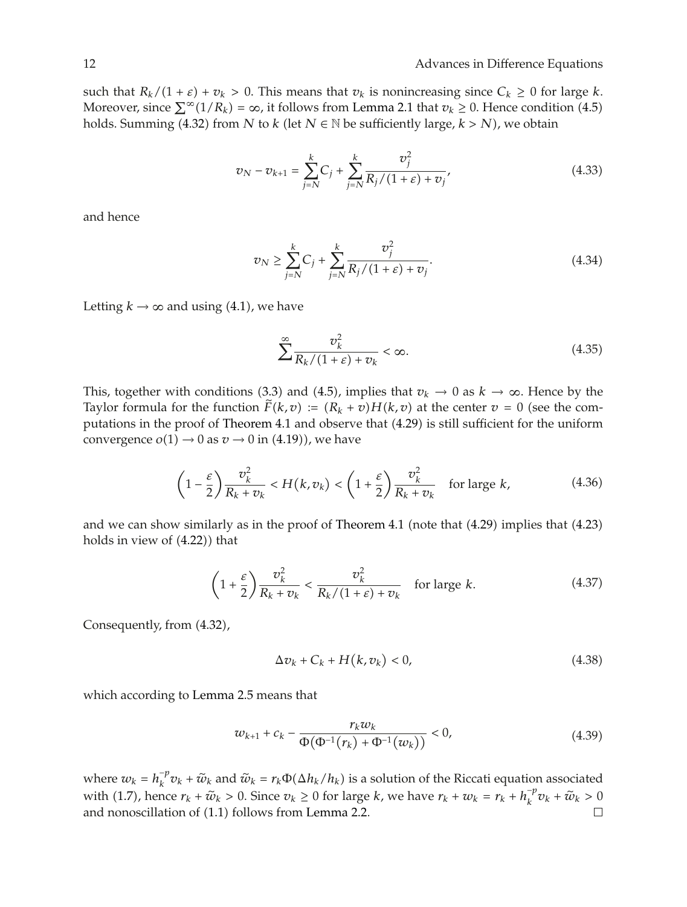such that $R_k/(1+\varepsilon) + v_k > 0$. This means that $v_k$ is nonincreasing since $C_k \geq 0$ for large $k$. Moreover, since $\sum^{\infty}(1/R_k) = \infty$, it follows from Lemma 2.1 that $v_k \geq 0$. Hence condition (4.5) holds. Summing (4.32) from $N$ to $k$ (let $N \in \mathbb{N}$ be sufficiently large, $k > N$), we obtain

$$v_N - v_{k+1} = \sum_{j=N}^{k} C_j + \sum_{j=N}^{k} \frac{v_j^2}{R_j/(1+\varepsilon) + v_j}, \tag{4.33}$$

and hence

$$v_N \geq \sum_{j=N}^{k} C_j + \sum_{j=N}^{k} \frac{v_j^2}{R_j/(1+\varepsilon) + v_j}. \tag{4.34}$$

Letting $k \to \infty$ and using (4.1), we have

$$\sum^{\infty} \frac{v_k^2}{R_k/(1+\varepsilon) + v_k} < \infty. \tag{4.35}$$

This, together with conditions (3.3) and (4.5), implies that $v_k \to 0$ as $k \to \infty$. Hence by the Taylor formula for the function $\widetilde{F}(k,v) := (R_k + v)H(k,v)$ at the center $v = 0$ (see the computations in the proof of Theorem 4.1 and observe that (4.29) is still sufficient for the uniform convergence $o(1) \to 0$ as $v \to 0$ in (4.19)), we have

$$\left(1 - \frac{\varepsilon}{2}\right) \frac{v_k^2}{R_k + v_k} < H(k, v_k) < \left(1 + \frac{\varepsilon}{2}\right) \frac{v_k^2}{R_k + v_k} \quad \text{for large } k, \tag{4.36}$$

and we can show similarly as in the proof of Theorem 4.1 (note that (4.29) implies that (4.23) holds in view of (4.22)) that

$$\left(1 + \frac{\varepsilon}{2}\right) \frac{v_k^2}{R_k + v_k} < \frac{v_k^2}{R_k/(1+\varepsilon) + v_k} \quad \text{for large } k. \tag{4.37}$$

Consequently, from (4.32),

$$\Delta v_k + C_k + H(k, v_k) < 0, \tag{4.38}$$

which according to Lemma 2.5 means that

$$w_{k+1} + c_k - \frac{r_k w_k}{\Phi\left(\Phi^{-1}(r_k) + \Phi^{-1}(w_k)\right)} < 0, \tag{4.39}$$

where $w_k = h_k^{-p} v_k + \widetilde{w}_k$ and $\widetilde{w}_k = r_k \Phi(\Delta h_k / h_k)$ is a solution of the Riccati equation associated with (1.7), hence $r_k + \widetilde{w}_k > 0$. Since $v_k \geq 0$ for large $k$, we have $r_k + w_k = r_k + h_k^{-p} v_k + \widetilde{w}_k > 0$ and nonoscillation of (1.1) follows from Lemma 2.2. □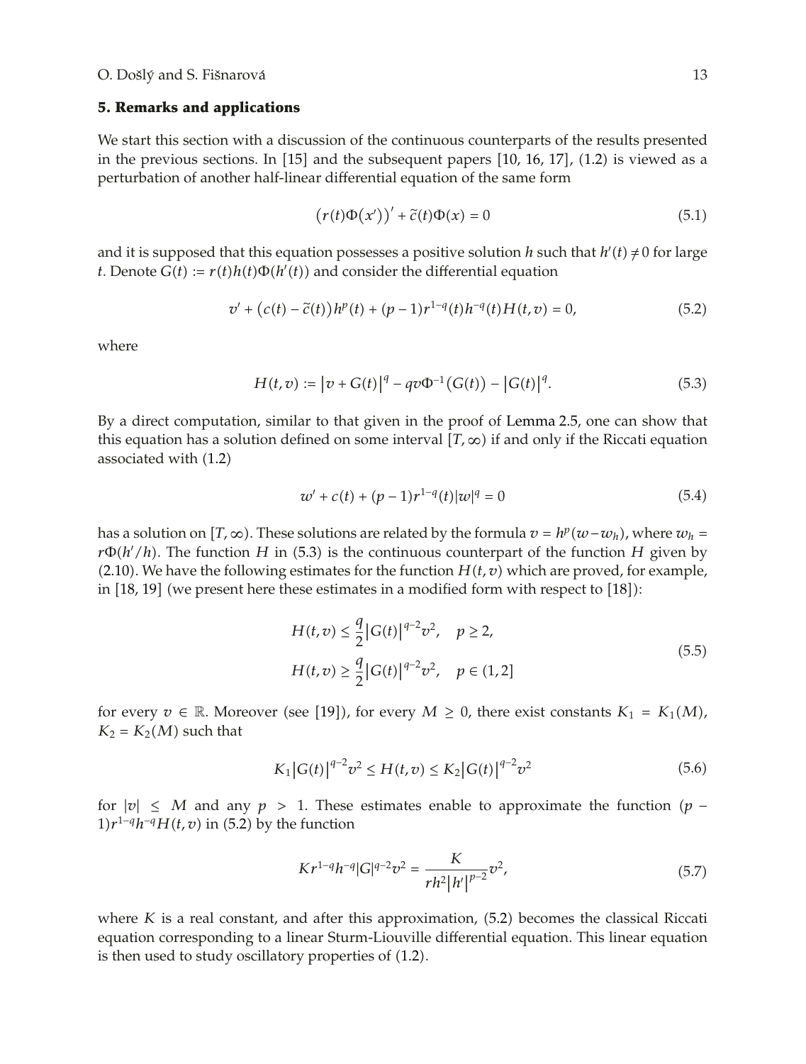## 5. Remarks and applications

We start this section with a discussion of the continuous counterparts of the results presented in the previous sections. In [15] and the subsequent papers [10, 16, 17], (1.2) is viewed as a perturbation of another half-linear differential equation of the same form

$$\left(r(t)\Phi(x')\right)' + \widetilde{c}(t)\Phi(x) = 0 \tag{5.1}$$

and it is supposed that this equation possesses a positive solution $h$ such that $h'(t) \neq 0$ for large $t$. Denote $G(t) := r(t)h(t)\Phi(h'(t))$ and consider the differential equation

$$v' + \left(c(t) - \widetilde{c}(t)\right)h^p(t) + (p-1)r^{1-q}(t)h^{-q}(t)H(t,v) = 0, \tag{5.2}$$

where

$$H(t,v) := \left|v + G(t)\right|^q - qv\Phi^{-1}\left(G(t)\right) - \left|G(t)\right|^q. \tag{5.3}$$

By a direct computation, similar to that given in the proof of Lemma 2.5, one can show that this equation has a solution defined on some interval $[T,\infty)$ if and only if the Riccati equation associated with (1.2)

$$w' + c(t) + (p-1)r^{1-q}(t)|w|^q = 0 \tag{5.4}$$

has a solution on $[T,\infty)$. These solutions are related by the formula $v = h^p(w - w_h)$, where $w_h = r\Phi(h'/h)$. The function $H$ in (5.3) is the continuous counterpart of the function $H$ given by (2.10). We have the following estimates for the function $H(t,v)$ which are proved, for example, in [18, 19] (we present here these estimates in a modified form with respect to [18]):

$$\begin{aligned} H(t,v) &\leq \frac{q}{2}\left|G(t)\right|^{q-2}v^2, \quad p \geq 2, \\ H(t,v) &\geq \frac{q}{2}\left|G(t)\right|^{q-2}v^2, \quad p \in (1,2] \end{aligned} \tag{5.5}$$

for every $v \in \mathbb{R}$. Moreover (see [19]), for every $M \geq 0$, there exist constants $K_1 = K_1(M)$, $K_2 = K_2(M)$ such that

$$K_1\left|G(t)\right|^{q-2}v^2 \leq H(t,v) \leq K_2\left|G(t)\right|^{q-2}v^2 \tag{5.6}$$

for $|v| \leq M$ and any $p > 1$. These estimates enable to approximate the function $(p-1)r^{1-q}h^{-q}H(t,v)$ in (5.2) by the function

$$Kr^{1-q}h^{-q}|G|^{q-2}v^2 = \frac{K}{rh^2\left|h'\right|^{p-2}}v^2, \tag{5.7}$$

where $K$ is a real constant, and after this approximation, (5.2) becomes the classical Riccati equation corresponding to a linear Sturm-Liouville differential equation. This linear equation is then used to study oscillatory properties of (1.2).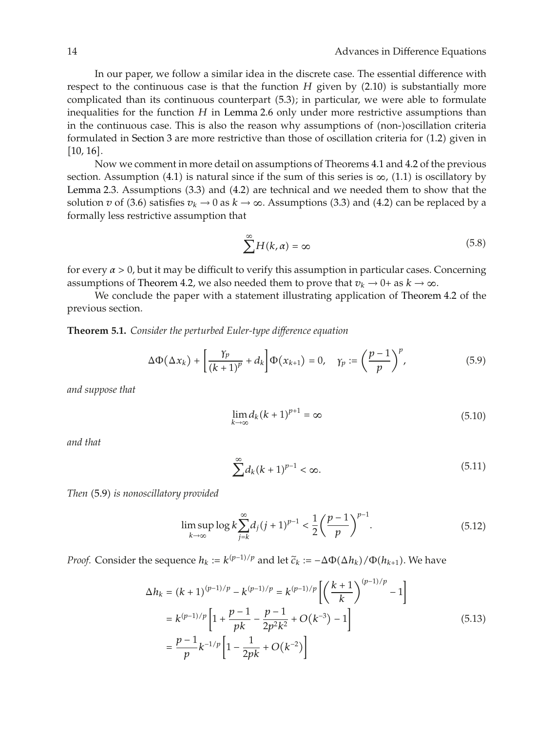In our paper, we follow a similar idea in the discrete case. The essential difference with respect to the continuous case is that the function $H$ given by (2.10) is substantially more complicated than its continuous counterpart (5.3); in particular, we were able to formulate inequalities for the function $H$ in Lemma 2.6 only under more restrictive assumptions than in the continuous case. This is also the reason why assumptions of (non-)oscillation criteria formulated in Section 3 are more restrictive than those of oscillation criteria for (1.2) given in [10, 16].

Now we comment in more detail on assumptions of Theorems 4.1 and 4.2 of the previous section. Assumption (4.1) is natural since if the sum of this series is $\infty$, (1.1) is oscillatory by Lemma 2.3. Assumptions (3.3) and (4.2) are technical and we needed them to show that the solution $v$ of (3.6) satisfies $v_k \to 0$ as $k \to \infty$. Assumptions (3.3) and (4.2) can be replaced by a formally less restrictive assumption that

$$\sum^{\infty} H(k, \alpha) = \infty \tag{5.8}$$

for every $\alpha > 0$, but it may be difficult to verify this assumption in particular cases. Concerning assumptions of Theorem 4.2, we also needed them to prove that $v_k \to 0+$ as $k \to \infty$.

We conclude the paper with a statement illustrating application of Theorem 4.2 of the previous section.

**Theorem 5.1.** *Consider the perturbed Euler-type difference equation*

$$\Delta\Phi(\Delta x_k) + \left[\frac{\gamma_p}{(k+1)^p} + d_k\right]\Phi(x_{k+1}) = 0, \quad \gamma_p := \left(\frac{p-1}{p}\right)^p, \tag{5.9}$$

*and suppose that*

$$\lim_{k\to\infty} d_k (k+1)^{p+1} = \infty \tag{5.10}$$

*and that*

$$\sum^{\infty} d_k (k+1)^{p-1} < \infty. \tag{5.11}$$

*Then* (5.9) *is nonoscillatory provided*

$$\limsup_{k\to\infty} \log k \sum_{j=k}^{\infty} d_j (j+1)^{p-1} < \frac{1}{2}\left(\frac{p-1}{p}\right)^{p-1}. \tag{5.12}$$

*Proof.* Consider the sequence $h_k := k^{(p-1)/p}$ and let $\tilde{c}_k := -\Delta\Phi(\Delta h_k)/\Phi(h_{k+1})$. We have

$$\begin{aligned}
\Delta h_k &= (k+1)^{(p-1)/p} - k^{(p-1)/p} = k^{(p-1)/p}\left[\left(\frac{k+1}{k}\right)^{(p-1)/p} - 1\right] \\
&= k^{(p-1)/p}\left[1 + \frac{p-1}{pk} - \frac{p-1}{2p^2k^2} + O\left(k^{-3}\right) - 1\right] \\
&= \frac{p-1}{p} k^{-1/p}\left[1 - \frac{1}{2pk} + O\left(k^{-2}\right)\right]
\end{aligned} \tag{5.13}$$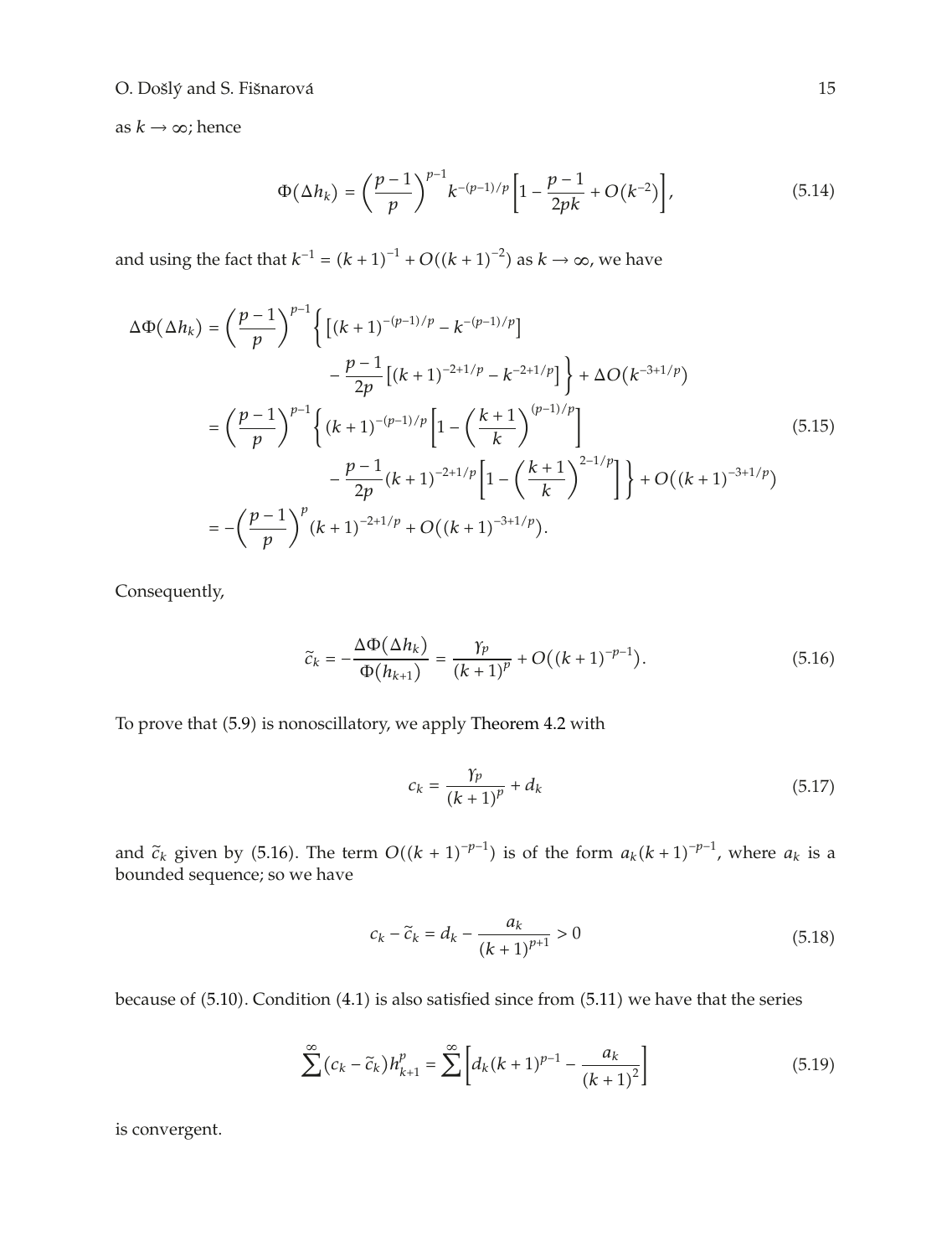as $k \to \infty$; hence

$$\Phi(\Delta h_k) = \left(\frac{p-1}{p}\right)^{p-1} k^{-(p-1)/p}\left[1 - \frac{p-1}{2pk} + O(k^{-2})\right], \tag{5.14}$$

and using the fact that $k^{-1} = (k+1)^{-1} + O((k+1)^{-2})$ as $k \to \infty$, we have

$$\begin{aligned}
\Delta\Phi(\Delta h_k) &= \left(\frac{p-1}{p}\right)^{p-1}\Big\{\left[(k+1)^{-(p-1)/p} - k^{-(p-1)/p}\right] \\
&\qquad - \frac{p-1}{2p}\left[(k+1)^{-2+1/p} - k^{-2+1/p}\right]\Big\} + \Delta O(k^{-3+1/p}) \\
&= \left(\frac{p-1}{p}\right)^{p-1}\Big\{(k+1)^{-(p-1)/p}\left[1 - \left(\frac{k+1}{k}\right)^{(p-1)/p}\right] \\
&\qquad - \frac{p-1}{2p}(k+1)^{-2+1/p}\left[1 - \left(\frac{k+1}{k}\right)^{2-1/p}\right]\Big\} + O((k+1)^{-3+1/p}) \\
&= -\left(\frac{p-1}{p}\right)^{p}(k+1)^{-2+1/p} + O((k+1)^{-3+1/p}).
\end{aligned} \tag{5.15}$$

Consequently,

$$\tilde{c}_k = -\frac{\Delta\Phi(\Delta h_k)}{\Phi(h_{k+1})} = \frac{\gamma_p}{(k+1)^p} + O((k+1)^{-p-1}). \tag{5.16}$$

To prove that (5.9) is nonoscillatory, we apply Theorem 4.2 with

$$c_k = \frac{\gamma_p}{(k+1)^p} + d_k \tag{5.17}$$

and $\tilde{c}_k$ given by (5.16). The term $O((k+1)^{-p-1})$ is of the form $a_k(k+1)^{-p-1}$, where $a_k$ is a bounded sequence; so we have

$$c_k - \tilde{c}_k = d_k - \frac{a_k}{(k+1)^{p+1}} > 0 \tag{5.18}$$

because of (5.10). Condition (4.1) is also satisfied since from (5.11) we have that the series

$$\sum^{\infty}(c_k - \tilde{c}_k)h_{k+1}^p = \sum^{\infty}\left[d_k(k+1)^{p-1} - \frac{a_k}{(k+1)^2}\right] \tag{5.19}$$

is convergent.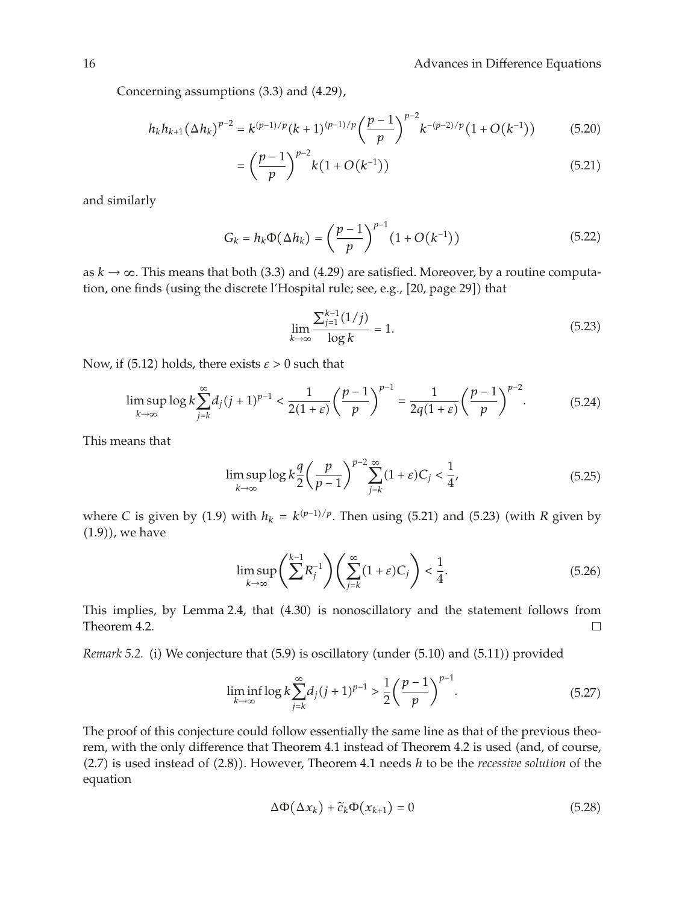Concerning assumptions (3.3) and (4.29),

$$h_k h_{k+1}(\Delta h_k)^{p-2} = k^{(p-1)/p}(k+1)^{(p-1)/p}\left(\frac{p-1}{p}\right)^{p-2} k^{-(p-2)/p}\left(1+O\left(k^{-1}\right)\right) \tag{5.20}$$

$$= \left(\frac{p-1}{p}\right)^{p-2} k\left(1+O\left(k^{-1}\right)\right) \tag{5.21}$$

and similarly

$$G_k = h_k \Phi(\Delta h_k) = \left(\frac{p-1}{p}\right)^{p-1}\left(1+O\left(k^{-1}\right)\right) \tag{5.22}$$

as $k \to \infty$. This means that both (3.3) and (4.29) are satisfied. Moreover, by a routine computation, one finds (using the discrete l'Hospital rule; see, e.g., [20, page 29]) that

$$\lim_{k\to\infty} \frac{\sum_{j=1}^{k-1}(1/j)}{\log k} = 1. \tag{5.23}$$

Now, if (5.12) holds, there exists $\varepsilon > 0$ such that

$$\limsup_{k\to\infty} \log k \sum_{j=k}^{\infty} d_j (j+1)^{p-1} < \frac{1}{2(1+\varepsilon)}\left(\frac{p-1}{p}\right)^{p-1} = \frac{1}{2q(1+\varepsilon)}\left(\frac{p-1}{p}\right)^{p-2}. \tag{5.24}$$

This means that

$$\limsup_{k\to\infty} \log k \frac{q}{2}\left(\frac{p}{p-1}\right)^{p-2} \sum_{j=k}^{\infty}(1+\varepsilon) C_j < \frac{1}{4}, \tag{5.25}$$

where $C$ is given by (1.9) with $h_k = k^{(p-1)/p}$. Then using (5.21) and (5.23) (with $R$ given by (1.9)), we have

$$\limsup_{k\to\infty} \left(\sum^{k-1} R_j^{-1}\right)\left(\sum_{j=k}^{\infty}(1+\varepsilon) C_j\right) < \frac{1}{4}. \tag{5.26}$$

This implies, by Lemma 2.4, that (4.30) is nonoscillatory and the statement follows from Theorem 4.2. □

*Remark 5.2.* (i) We conjecture that (5.9) is oscillatory (under (5.10) and (5.11)) provided

$$\liminf_{k\to\infty} \log k \sum_{j=k}^{\infty} d_j (j+1)^{p-1} > \frac{1}{2}\left(\frac{p-1}{p}\right)^{p-1}. \tag{5.27}$$

The proof of this conjecture could follow essentially the same line as that of the previous theorem, with the only difference that Theorem 4.1 instead of Theorem 4.2 is used (and, of course, (2.7) is used instead of (2.8)). However, Theorem 4.1 needs $h$ to be the *recessive solution* of the equation

$$\Delta\Phi(\Delta x_k) + \widetilde{c}_k \Phi(x_{k+1}) = 0 \tag{5.28}$$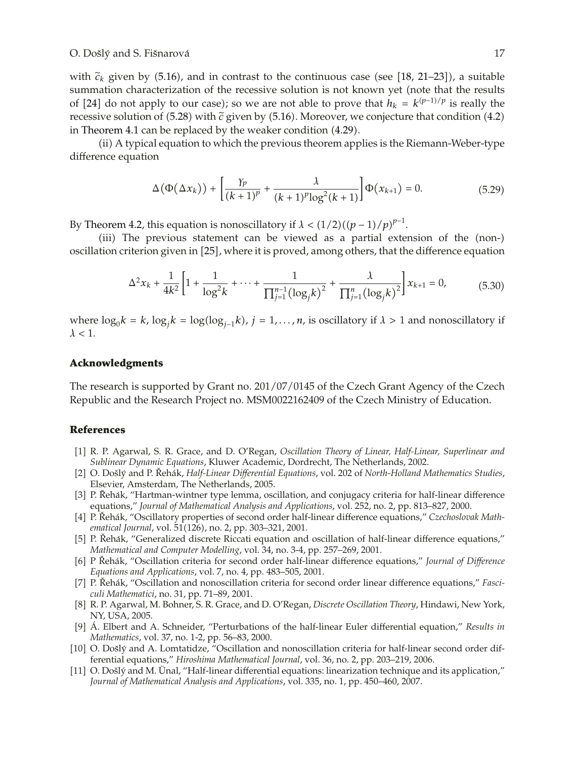with $\tilde{c}_k$ given by (5.16), and in contrast to the continuous case (see [18, 21–23]), a suitable summation characterization of the recessive solution is not known yet (note that the results of [24] do not apply to our case); so we are not able to prove that $h_k = k^{(p-1)/p}$ is really the recessive solution of (5.28) with $\tilde{c}$ given by (5.16). Moreover, we conjecture that condition (4.2) in Theorem 4.1 can be replaced by the weaker condition (4.29).

(ii) A typical equation to which the previous theorem applies is the Riemann-Weber-type difference equation

$$\Delta(\Phi(\Delta x_k)) + \left[\frac{\gamma_p}{(k+1)^p} + \frac{\lambda}{(k+1)^p \log^2(k+1)}\right]\Phi(x_{k+1}) = 0. \tag{5.29}$$

By Theorem 4.2, this equation is nonoscillatory if $\lambda < (1/2)((p-1)/p)^{p-1}$.

(iii) The previous statement can be viewed as a partial extension of the (non-) oscillation criterion given in [25], where it is proved, among others, that the difference equation

$$\Delta^2 x_k + \frac{1}{4k^2}\left[1 + \frac{1}{\log^2 k} + \cdots + \frac{1}{\prod_{j=1}^{n-1}(\log_j k)^2} + \frac{\lambda}{\prod_{j=1}^{n}(\log_j k)^2}\right] x_{k+1} = 0, \tag{5.30}$$

where $\log_0 k = k$, $\log_j k = \log(\log_{j-1} k)$, $j = 1, \ldots, n$, is oscillatory if $\lambda > 1$ and nonoscillatory if $\lambda < 1$.

## Acknowledgments

The research is supported by Grant no. 201/07/0145 of the Czech Grant Agency of the Czech Republic and the Research Project no. MSM0022162409 of the Czech Ministry of Education.

## References

[1] R. P. Agarwal, S. R. Grace, and D. O'Regan, *Oscillation Theory of Linear, Half-Linear, Superlinear and Sublinear Dynamic Equations*, Kluwer Academic, Dordrecht, The Netherlands, 2002.

[2] O. Došlý and P. Řehák, *Half-Linear Differential Equations*, vol. 202 of *North-Holland Mathematics Studies*, Elsevier, Amsterdam, The Netherlands, 2005.

[3] P. Řehák, "Hartman-wintner type lemma, oscillation, and conjugacy criteria for half-linear difference equations," *Journal of Mathematical Analysis and Applications*, vol. 252, no. 2, pp. 813–827, 2000.

[4] P. Řehák, "Oscillatory properties of second order half-linear difference equations," *Czechoslovak Mathematical Journal*, vol. 51(126), no. 2, pp. 303–321, 2001.

[5] P. Řehák, "Generalized discrete Riccati equation and oscillation of half-linear difference equations," *Mathematical and Computer Modelling*, vol. 34, no. 3-4, pp. 257–269, 2001.

[6] P Řehák, "Oscillation criteria for second order half-linear difference equations," *Journal of Difference Equations and Applications*, vol. 7, no. 4, pp. 483–505, 2001.

[7] P. Řehák, "Oscillation and nonoscillation criteria for second order linear difference equations," *Fasciculi Mathematici*, no. 31, pp. 71–89, 2001.

[8] R. P. Agarwal, M. Bohner, S. R. Grace, and D. O'Regan, *Discrete Oscillation Theory*, Hindawi, New York, NY, USA, 2005.

[9] Á. Elbert and A. Schneider, "Perturbations of the half-linear Euler differential equation," *Results in Mathematics*, vol. 37, no. 1-2, pp. 56–83, 2000.

[10] O. Došlý and A. Lomtatidze, "Oscillation and nonoscillation criteria for half-linear second order differential equations," *Hiroshima Mathematical Journal*, vol. 36, no. 2, pp. 203–219, 2006.

[11] O. Došlý and M. Ünal, "Half-linear differential equations: linearization technique and its application," *Journal of Mathematical Analysis and Applications*, vol. 335, no. 1, pp. 450–460, 2007.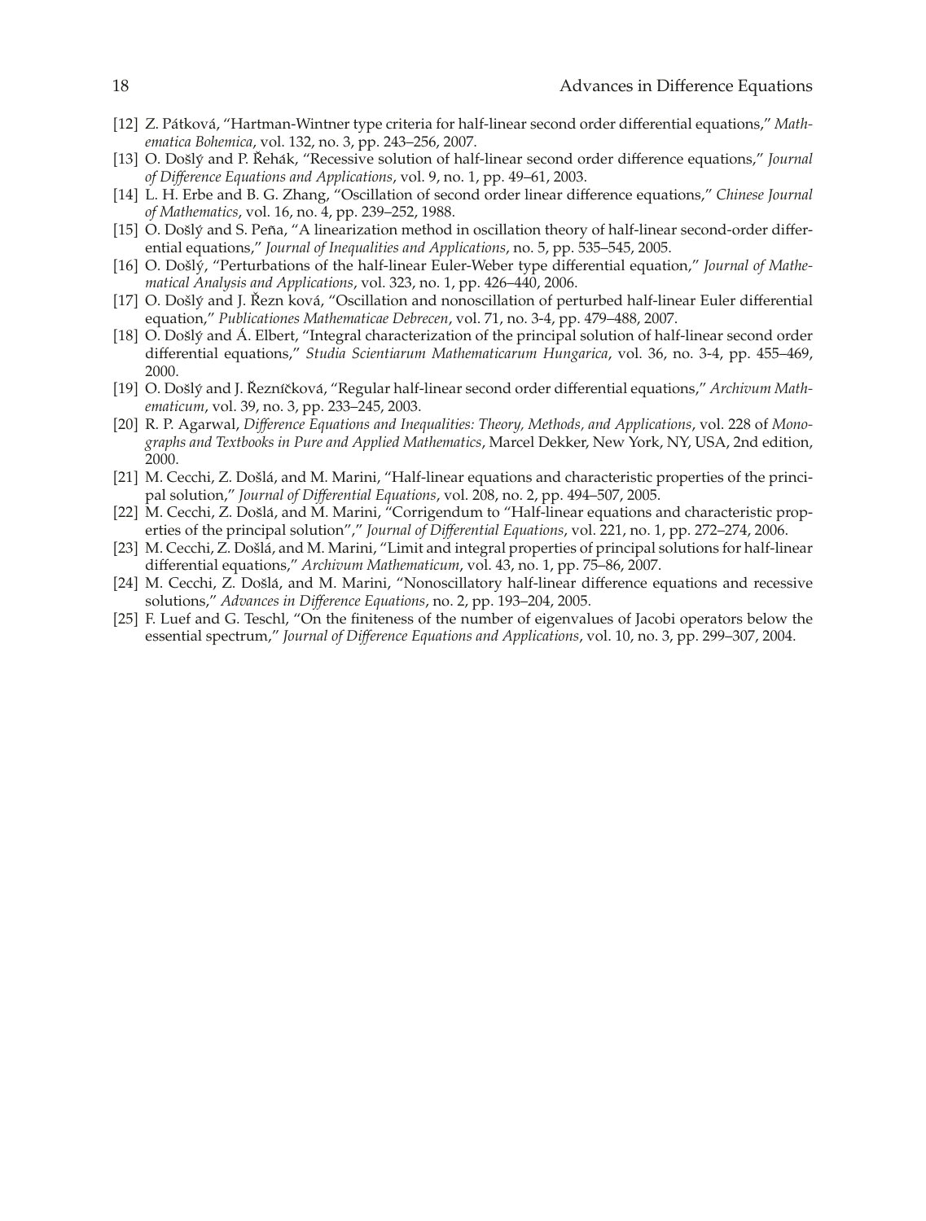[12] Z. Pátková, "Hartman-Wintner type criteria for half-linear second order differential equations," *Mathematica Bohemica*, vol. 132, no. 3, pp. 243–256, 2007.

[13] O. Došlý and P. Řehák, "Recessive solution of half-linear second order difference equations," *Journal of Difference Equations and Applications*, vol. 9, no. 1, pp. 49–61, 2003.

[14] L. H. Erbe and B. G. Zhang, "Oscillation of second order linear difference equations," *Chinese Journal of Mathematics*, vol. 16, no. 4, pp. 239–252, 1988.

[15] O. Došlý and S. Peňa, "A linearization method in oscillation theory of half-linear second-order differential equations," *Journal of Inequalities and Applications*, no. 5, pp. 535–545, 2005.

[16] O. Došlý, "Perturbations of the half-linear Euler-Weber type differential equation," *Journal of Mathematical Analysis and Applications*, vol. 323, no. 1, pp. 426–440, 2006.

[17] O. Došlý and J. Řezn ková, "Oscillation and nonoscillation of perturbed half-linear Euler differential equation," *Publicationes Mathematicae Debrecen*, vol. 71, no. 3-4, pp. 479–488, 2007.

[18] O. Došlý and Á. Elbert, "Integral characterization of the principal solution of half-linear second order differential equations," *Studia Scientiarum Mathematicarum Hungarica*, vol. 36, no. 3-4, pp. 455–469, 2000.

[19] O. Došlý and J. Řezníčková, "Regular half-linear second order differential equations," *Archivum Mathematicum*, vol. 39, no. 3, pp. 233–245, 2003.

[20] R. P. Agarwal, *Difference Equations and Inequalities: Theory, Methods, and Applications*, vol. 228 of *Monographs and Textbooks in Pure and Applied Mathematics*, Marcel Dekker, New York, NY, USA, 2nd edition, 2000.

[21] M. Cecchi, Z. Došlá, and M. Marini, "Half-linear equations and characteristic properties of the principal solution," *Journal of Differential Equations*, vol. 208, no. 2, pp. 494–507, 2005.

[22] M. Cecchi, Z. Došlá, and M. Marini, "Corrigendum to "Half-linear equations and characteristic properties of the principal solution"," *Journal of Differential Equations*, vol. 221, no. 1, pp. 272–274, 2006.

[23] M. Cecchi, Z. Došlá, and M. Marini, "Limit and integral properties of principal solutions for half-linear differential equations," *Archivum Mathematicum*, vol. 43, no. 1, pp. 75–86, 2007.

[24] M. Cecchi, Z. Došlá, and M. Marini, "Nonoscillatory half-linear difference equations and recessive solutions," *Advances in Difference Equations*, no. 2, pp. 193–204, 2005.

[25] F. Luef and G. Teschl, "On the finiteness of the number of eigenvalues of Jacobi operators below the essential spectrum," *Journal of Difference Equations and Applications*, vol. 10, no. 3, pp. 299–307, 2004.